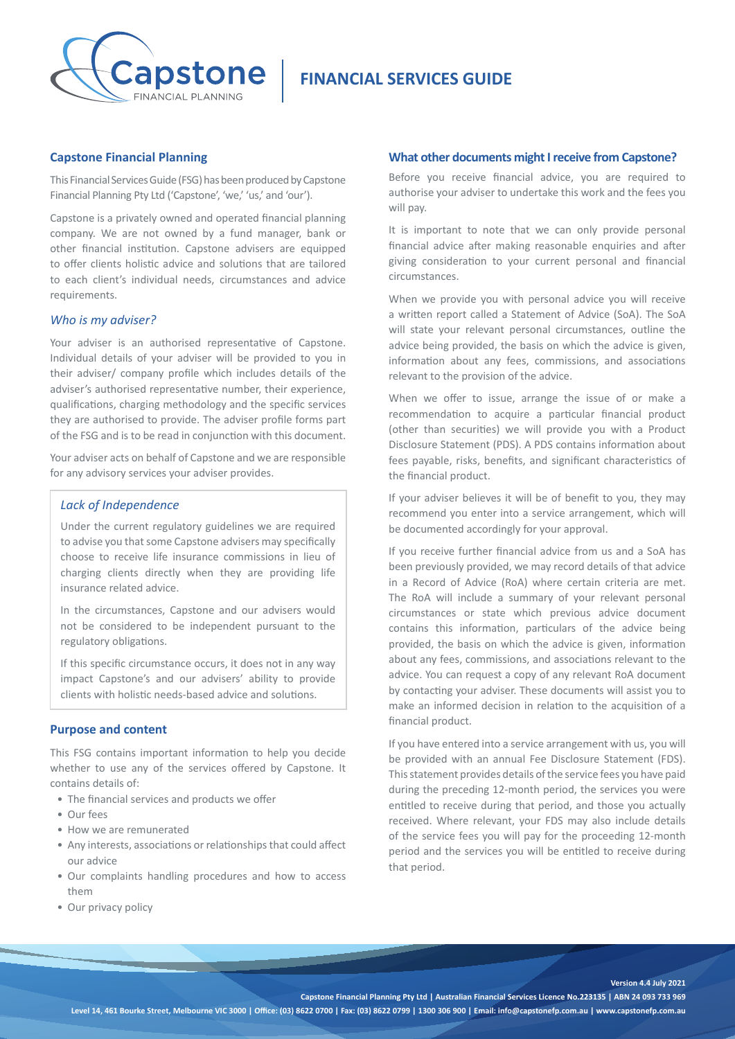# FINANCIAL SERVICES GUIDE

## Capstone Financial Planning

This Financial Services Guide (FSG) has been produced by Capstone Financial Planning Pty Ltd ('Capstone', 'we,' 'us,' and 'our').

Capstone is a privately owned and operated financial planning company. We are not owned by a fund manager, bank or other financial institution. Capstone advisers are equipped to offer clients holistic advice and solutions that are tailored to each client's individual needs, circumstances and advice requirements.

### *Who is my adviser?*

Your adviser is an authorised representative of Capstone. Individual details of your adviser will be provided to you in their adviser/ company profile which includes details of the adviser's authorised representative number, their experience, qualifications, charging methodology and the specific services they are authorised to provide. The adviser profile forms part of the FSG and is to be read in conjunction with this document.

Your adviser acts on behalf of Capstone and we are responsible for any advisory services your adviser provides.

### *Lack of Independence*

Under the current regulatory guidelines we are required to advise you that some Capstone advisers may specifically choose to receive life insurance commissions in lieu of charging clients directly when they are providing life insurance related advice.

In the circumstances, Capstone and our advisers would not be considered to be independent pursuant to the regulatory obligations.

If this specific circumstance occurs, it does not in any way impact Capstone's and our advisers' ability to provide clients with holistic needs-based advice and solutions.

## Purpose and content

This FSG contains important information to help you decide whether to use any of the services offered by Capstone. It contains details of:

- The financial services and products we offer
- Our fees
- How we are remunerated
- Any interests, associations or relationships that could affect our advice
- Our complaints handling procedures and how to access them
- Our privacy policy

## What other documents might I receive from Capstone?

Before you receive financial advice, you are required to authorise your adviser to undertake this work and the fees you will pay.

It is important to note that we can only provide personal financial advice after making reasonable enquiries and after giving consideration to your current personal and financial circumstances.

When we provide you with personal advice you will receive a written report called a Statement of Advice (SoA). The SoA will state your relevant personal circumstances, outline the advice being provided, the basis on which the advice is given, information about any fees, commissions, and associations relevant to the provision of the advice.

When we offer to issue, arrange the issue of or make a recommendation to acquire a particular financial product (other than securities) we will provide you with a Product Disclosure Statement (PDS). A PDS contains information about fees payable, risks, benefits, and significant characteristics of the financial product.

If your adviser believes it will be of benefit to you, they may recommend you enter into a service arrangement, which will be documented accordingly for your approval.

If you receive further financial advice from us and a SoA has been previously provided, we may record details of that advice in a Record of Advice (RoA) where certain criteria are met. The RoA will include a summary of your relevant personal circumstances or state which previous advice document contains this information, particulars of the advice being provided, the basis on which the advice is given, information about any fees, commissions, and associations relevant to the advice. You can request a copy of any relevant RoA document by contacting your adviser. These documents will assist you to make an informed decision in relation to the acquisition of a financial product.

If you have entered into a service arrangement with us, you will be provided with an annual Fee Disclosure Statement (FDS). This statement provides details of the service fees you have paid during the preceding 12-month period, the services you were entitled to receive during that period, and those you actually received. Where relevant, your FDS may also include details of the service fees you will pay for the proceeding 12-month period and the services you will be entitled to receive during that period.

Version 4.4 July 2021

Capstone Financial Planning Pty Ltd | Australian Financial Services Licence No.223135 | ABN 24 093 733 969

Level 14, 461 Bourke Street, Melbourne VIC 3000 | Office: (03) 8622 0700 | Fax: (03) 8622 0799 | 1300 306 900 | Email: info@capstonefp.com.au | www.capstonefp.com.au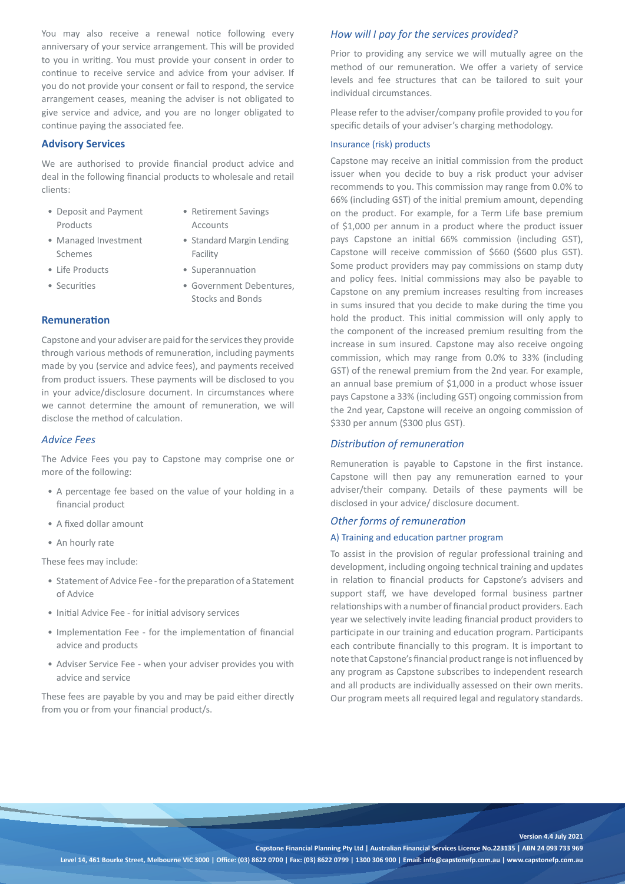You may also receive a renewal notice following every anniversary of your service arrangement. This will be provided to you in writing. You must provide your consent in order to continue to receive service and advice from your adviser. If you do not provide your consent or fail to respond, the service arrangement ceases, meaning the adviser is not obligated to give service and advice, and you are no longer obligated to continue paying the associated fee.

## Advisory Services

We are authorised to provide financial product advice and deal in the following financial products to wholesale and retail clients:

- Deposit and Payment Products
- Managed Investment Schemes
- Life Products
- Securities
- Retirement Savings Accounts
- Standard Margin Lending Facility
- Superannuation
- Government Debentures, Stocks and Bonds

## Remuneration

Capstone and your adviser are paid for the services they provide through various methods of remuneration, including payments made by you (service and advice fees), and payments received from product issuers. These payments will be disclosed to you in your advice/disclosure document. In circumstances where we cannot determine the amount of remuneration, we will disclose the method of calculation.

### *Advice Fees*

The Advice Fees you pay to Capstone may comprise one or more of the following:

- A percentage fee based on the value of your holding in a financial product
- A fixed dollar amount
- An hourly rate

These fees may include:

- Statement of Advice Fee - for the preparation of a Statement of Advice
- Initial Advice Fee - for initial advisory services
- Implementation Fee - for the implementation of financial advice and products
- Adviser Service Fee - when your adviser provides you with advice and service

These fees are payable by you and may be paid either directly from you or from your financial product/s.

### *How will I pay for the services provided?*

Prior to providing any service we will mutually agree on the method of our remuneration. We offer a variety of service levels and fee structures that can be tailored to suit your individual circumstances.

Please refer to the adviser/company profile provided to you for specific details of your adviser's charging methodology.

#### Insurance (risk) products

Capstone may receive an initial commission from the product issuer when you decide to buy a risk product your adviser recommends to you. This commission may range from 0.0% to 66% (including GST) of the initial premium amount, depending on the product. For example, for a Term Life base premium of $1,000 per annum in a product where the product issuer pays Capstone an initial 66% commission (including GST), Capstone will receive commission of $660 ($600 plus GST). Some product providers may pay commissions on stamp duty and policy fees. Initial commissions may also be payable to Capstone on any premium increases resulting from increases in sums insured that you decide to make during the time you hold the product. This initial commission will only apply to the component of the increased premium resulting from the increase in sum insured. Capstone may also receive ongoing commission, which may range from 0.0% to 33% (including GST) of the renewal premium from the 2nd year. For example, an annual base premium of $1,000 in a product whose issuer pays Capstone a 33% (including GST) ongoing commission from the 2nd year, Capstone will receive an ongoing commission of $330 per annum ($300 plus GST).

### *Distribution of remuneration*

Remuneration is payable to Capstone in the first instance. Capstone will then pay any remuneration earned to your adviser/their company. Details of these payments will be disclosed in your advice/ disclosure document.

### *Other forms of remuneration*

#### A) Training and education partner program

To assist in the provision of regular professional training and development, including ongoing technical training and updates in relation to financial products for Capstone's advisers and support staff, we have developed formal business partner relationships with a number of financial product providers. Each year we selectively invite leading financial product providers to participate in our training and education program. Participants each contribute financially to this program. It is important to note that Capstone's financial product range is not influenced by any program as Capstone subscribes to independent research and all products are individually assessed on their own merits. Our program meets all required legal and regulatory standards.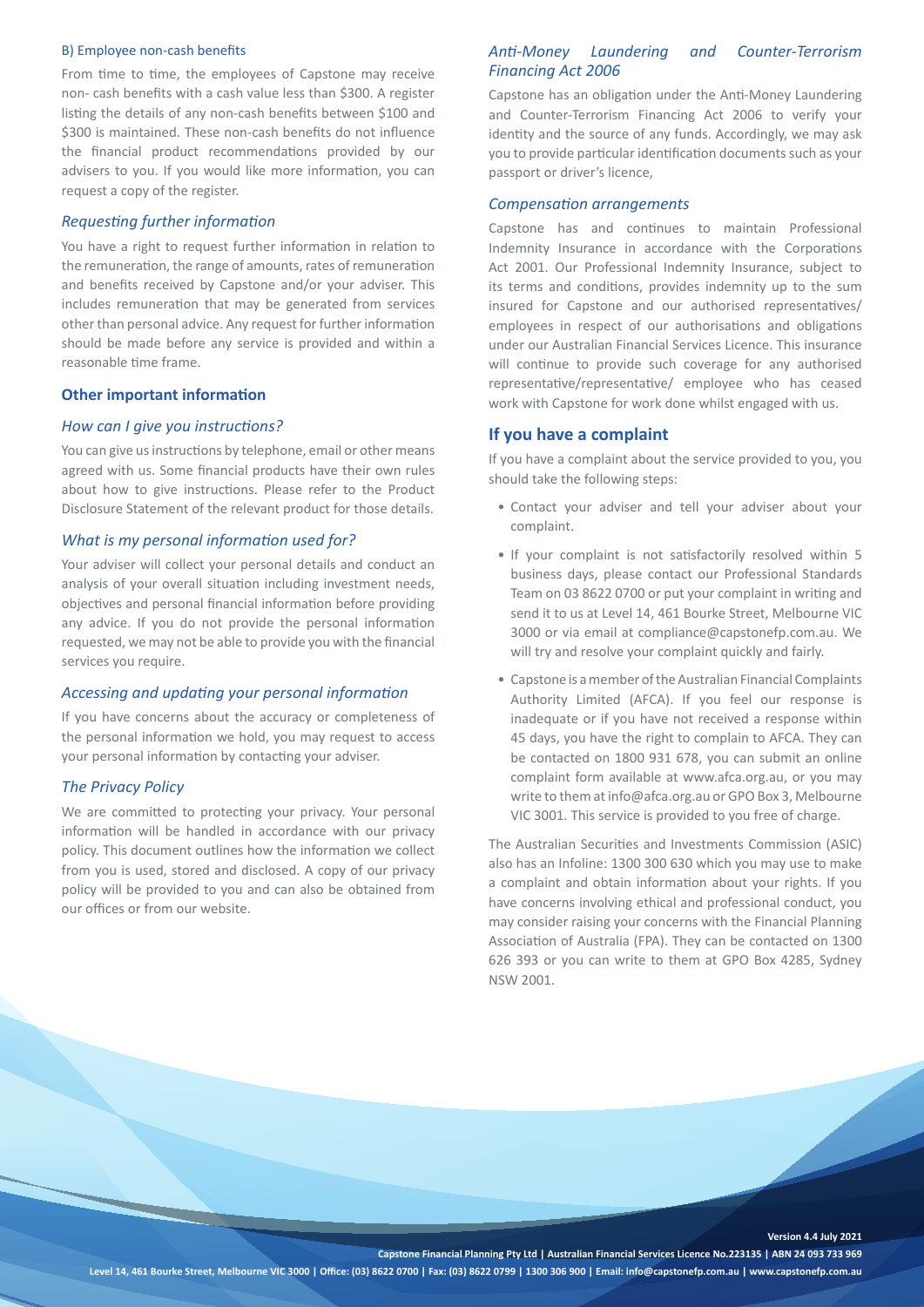B) Employee non-cash benefits

From time to time, the employees of Capstone may receive non- cash benefits with a cash value less than $300. A register listing the details of any non-cash benefits between $100 and $300 is maintained. These non-cash benefits do not influence the financial product recommendations provided by our advisers to you. If you would like more information, you can request a copy of the register.

### *Requesting further information*

You have a right to request further information in relation to the remuneration, the range of amounts, rates of remuneration and benefits received by Capstone and/or your adviser. This includes remuneration that may be generated from services other than personal advice. Any request for further information should be made before any service is provided and within a reasonable time frame.

## Other important information

### *How can I give you instructions?*

You can give us instructions by telephone, email or other means agreed with us. Some financial products have their own rules about how to give instructions. Please refer to the Product Disclosure Statement of the relevant product for those details.

### *What is my personal information used for?*

Your adviser will collect your personal details and conduct an analysis of your overall situation including investment needs, objectives and personal financial information before providing any advice. If you do not provide the personal information requested, we may not be able to provide you with the financial services you require.

### *Accessing and updating your personal information*

If you have concerns about the accuracy or completeness of the personal information we hold, you may request to access your personal information by contacting your adviser.

### *The Privacy Policy*

We are committed to protecting your privacy. Your personal information will be handled in accordance with our privacy policy. This document outlines how the information we collect from you is used, stored and disclosed. A copy of our privacy policy will be provided to you and can also be obtained from our offices or from our website.

### *Anti-Money Laundering and Counter-Terrorism Financing Act 2006*

Capstone has an obligation under the Anti-Money Laundering and Counter-Terrorism Financing Act 2006 to verify your identity and the source of any funds. Accordingly, we may ask you to provide particular identification documents such as your passport or driver's licence,

### *Compensation arrangements*

Capstone has and continues to maintain Professional Indemnity Insurance in accordance with the Corporations Act 2001. Our Professional Indemnity Insurance, subject to its terms and conditions, provides indemnity up to the sum insured for Capstone and our authorised representatives/ employees in respect of our authorisations and obligations under our Australian Financial Services Licence. This insurance will continue to provide such coverage for any authorised representative/representative/ employee who has ceased work with Capstone for work done whilst engaged with us.

## If you have a complaint

If you have a complaint about the service provided to you, you should take the following steps:

- Contact your adviser and tell your adviser about your complaint.
- If your complaint is not satisfactorily resolved within 5 business days, please contact our Professional Standards Team on 03 8622 0700 or put your complaint in writing and send it to us at Level 14, 461 Bourke Street, Melbourne VIC 3000 or via email at compliance@capstonefp.com.au. We will try and resolve your complaint quickly and fairly.
- Capstone is a member of the Australian Financial Complaints Authority Limited (AFCA). If you feel our response is inadequate or if you have not received a response within 45 days, you have the right to complain to AFCA. They can be contacted on 1800 931 678, you can submit an online complaint form available at www.afca.org.au, or you may write to them at info@afca.org.au or GPO Box 3, Melbourne VIC 3001. This service is provided to you free of charge.

The Australian Securities and Investments Commission (ASIC) also has an Infoline: 1300 300 630 which you may use to make a complaint and obtain information about your rights. If you have concerns involving ethical and professional conduct, you may consider raising your concerns with the Financial Planning Association of Australia (FPA). They can be contacted on 1300 626 393 or you can write to them at GPO Box 4285, Sydney NSW 2001.

**Version 4.4 July 2021**

**Capstone Financial Planning Pty Ltd | Australian Financial Services Licence No.223135 | ABN 24 093 733 969**

**Level 14, 461 Bourke Street, Melbourne VIC 3000 | Office: (03) 8622 0700 | Fax: (03) 8622 0799 | 1300 306 900 | Email: info@capstonefp.com.au | www.capstonefp.com.au**